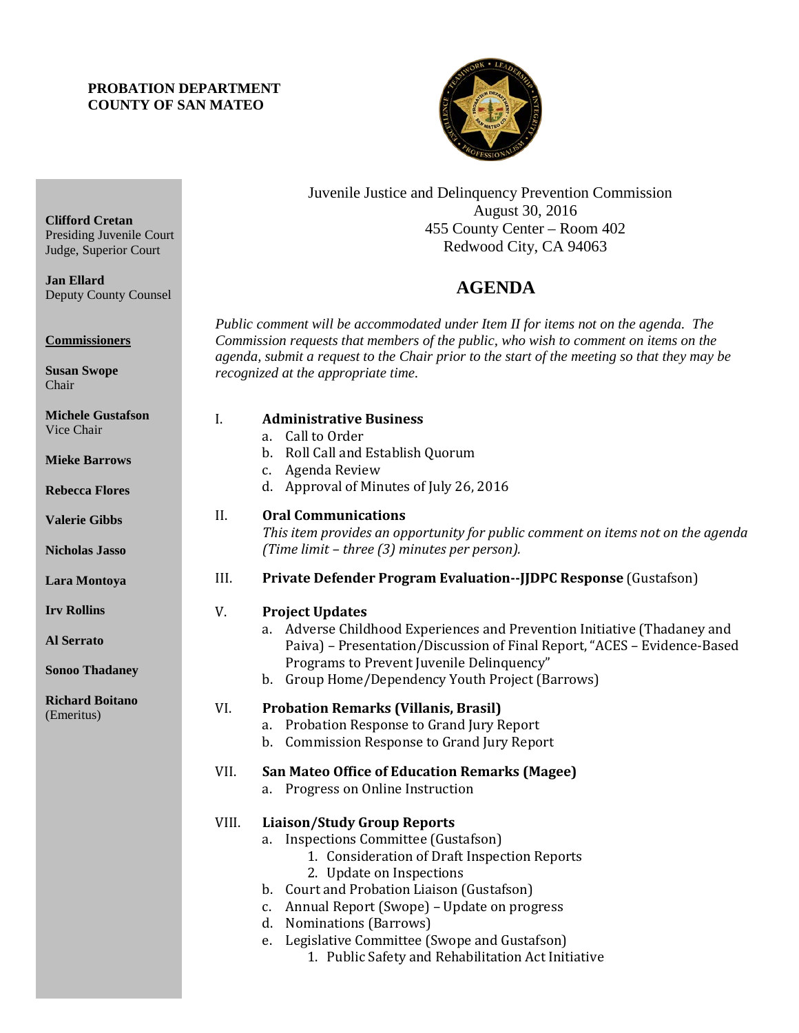**PROBATION DEPARTMENT**
**COUNTY OF SAN MATEO**

**Clifford Cretan**
Presiding Juvenile Court Judge, Superior Court

**Jan Ellard**
Deputy County Counsel

**Commissioners**

**Susan Swope**
Chair

**Michele Gustafson**
Vice Chair

**Mieke Barrows**

**Rebecca Flores**

**Valerie Gibbs**

**Nicholas Jasso**

**Lara Montoya**

**Irv Rollins**

**Al Serrato**

**Sonoo Thadaney**

**Richard Boitano**
(Emeritus)

Juvenile Justice and Delinquency Prevention Commission
August 30, 2016
455 County Center – Room 402
Redwood City, CA 94063

# AGENDA

*Public comment will be accommodated under Item II for items not on the agenda. The Commission requests that members of the public, who wish to comment on items on the agenda, submit a request to the Chair prior to the start of the meeting so that they may be recognized at the appropriate time.*

I. **Administrative Business**
   a. Call to Order
   b. Roll Call and Establish Quorum
   c. Agenda Review
   d. Approval of Minutes of July 26, 2016

II. **Oral Communications**
   *This item provides an opportunity for public comment on items not on the agenda (Time limit – three (3) minutes per person).*

III. **Private Defender Program Evaluation--JJDPC Response** (Gustafson)

V. **Project Updates**
   a. Adverse Childhood Experiences and Prevention Initiative (Thadaney and Paiva) – Presentation/Discussion of Final Report, "ACES – Evidence-Based Programs to Prevent Juvenile Delinquency"
   b. Group Home/Dependency Youth Project (Barrows)

VI. **Probation Remarks (Villanis, Brasil)**
   a. Probation Response to Grand Jury Report
   b. Commission Response to Grand Jury Report

VII. **San Mateo Office of Education Remarks (Magee)**
   a. Progress on Online Instruction

VIII. **Liaison/Study Group Reports**
   a. Inspections Committee (Gustafson)
      1. Consideration of Draft Inspection Reports
      2. Update on Inspections
   b. Court and Probation Liaison (Gustafson)
   c. Annual Report (Swope) – Update on progress
   d. Nominations (Barrows)
   e. Legislative Committee (Swope and Gustafson)
      1. Public Safety and Rehabilitation Act Initiative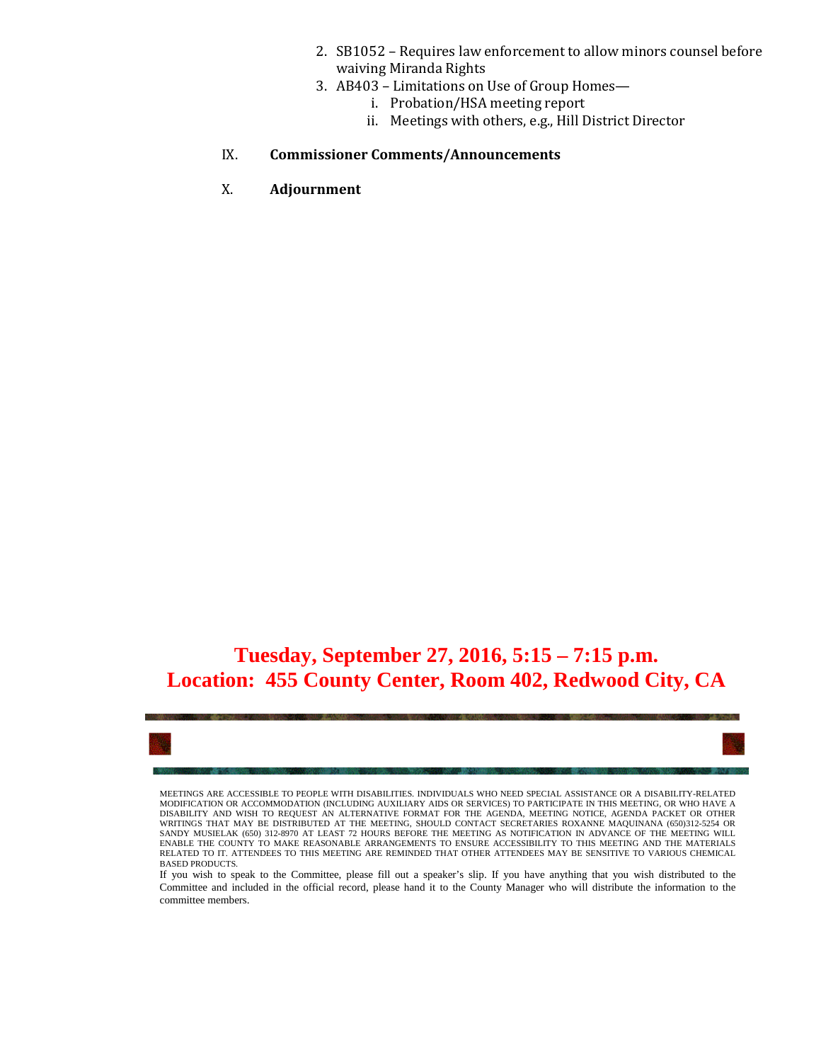2. SB1052 – Requires law enforcement to allow minors counsel before waiving Miranda Rights
3. AB403 – Limitations on Use of Group Homes—
   i. Probation/HSA meeting report
   ii. Meetings with others, e.g., Hill District Director

IX. **Commissioner Comments/Announcements**

X. **Adjournment**

**Tuesday, September 27, 2016, 5:15 – 7:15 p.m.**
**Location: 455 County Center, Room 402, Redwood City, CA**

MEETINGS ARE ACCESSIBLE TO PEOPLE WITH DISABILITIES. INDIVIDUALS WHO NEED SPECIAL ASSISTANCE OR A DISABILITY-RELATED MODIFICATION OR ACCOMMODATION (INCLUDING AUXILIARY AIDS OR SERVICES) TO PARTICIPATE IN THIS MEETING, OR WHO HAVE A DISABILITY AND WISH TO REQUEST AN ALTERNATIVE FORMAT FOR THE AGENDA, MEETING NOTICE, AGENDA PACKET OR OTHER WRITINGS THAT MAY BE DISTRIBUTED AT THE MEETING, SHOULD CONTACT SECRETARIES ROXANNE MAQUINANA (650)312-5254 OR SANDY MUSIELAK (650) 312-8970 AT LEAST 72 HOURS BEFORE THE MEETING AS NOTIFICATION IN ADVANCE OF THE MEETING WILL ENABLE THE COUNTY TO MAKE REASONABLE ARRANGEMENTS TO ENSURE ACCESSIBILITY TO THIS MEETING AND THE MATERIALS RELATED TO IT. ATTENDEES TO THIS MEETING ARE REMINDED THAT OTHER ATTENDEES MAY BE SENSITIVE TO VARIOUS CHEMICAL BASED PRODUCTS.

If you wish to speak to the Committee, please fill out a speaker's slip. If you have anything that you wish distributed to the Committee and included in the official record, please hand it to the County Manager who will distribute the information to the committee members.